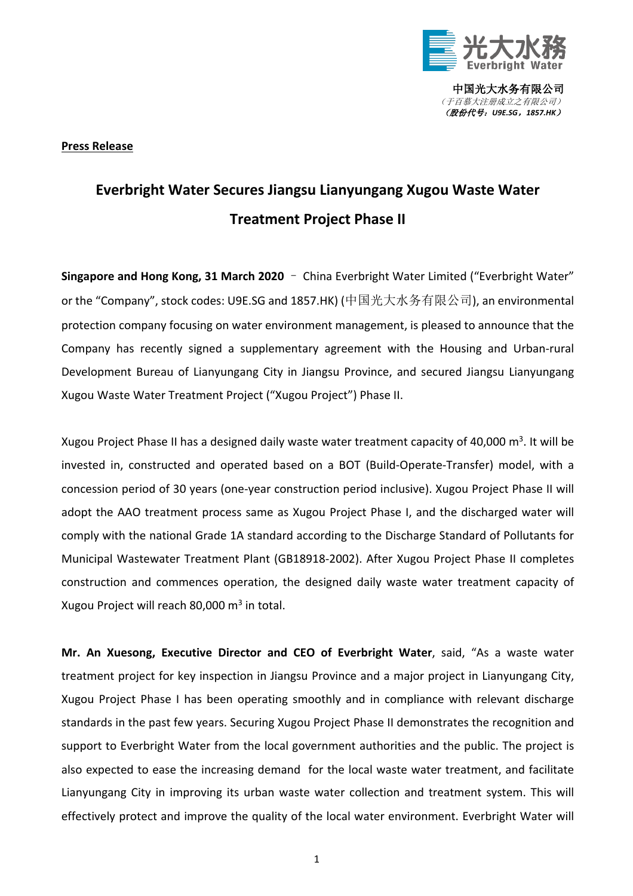光大水務
Everbright Water

中国光大水务有限公司
*（于百慕大注册成立之有限公司）*
***（股份代号：U9E.SG，1857.HK）***

**Press Release**

# Everbright Water Secures Jiangsu Lianyungang Xugou Waste Water Treatment Project Phase II

**Singapore and Hong Kong, 31 March 2020** – China Everbright Water Limited ("Everbright Water" or the "Company", stock codes: U9E.SG and 1857.HK) (中国光大水务有限公司), an environmental protection company focusing on water environment management, is pleased to announce that the Company has recently signed a supplementary agreement with the Housing and Urban-rural Development Bureau of Lianyungang City in Jiangsu Province, and secured Jiangsu Lianyungang Xugou Waste Water Treatment Project ("Xugou Project") Phase II.

Xugou Project Phase II has a designed daily waste water treatment capacity of 40,000 $m^3$. It will be invested in, constructed and operated based on a BOT (Build-Operate-Transfer) model, with a concession period of 30 years (one-year construction period inclusive). Xugou Project Phase II will adopt the AAO treatment process same as Xugou Project Phase I, and the discharged water will comply with the national Grade 1A standard according to the Discharge Standard of Pollutants for Municipal Wastewater Treatment Plant (GB18918-2002). After Xugou Project Phase II completes construction and commences operation, the designed daily waste water treatment capacity of Xugou Project will reach 80,000 $m^3$ in total.

**Mr. An Xuesong, Executive Director and CEO of Everbright Water**, said, "As a waste water treatment project for key inspection in Jiangsu Province and a major project in Lianyungang City, Xugou Project Phase I has been operating smoothly and in compliance with relevant discharge standards in the past few years. Securing Xugou Project Phase II demonstrates the recognition and support to Everbright Water from the local government authorities and the public. The project is also expected to ease the increasing demand for the local waste water treatment, and facilitate Lianyungang City in improving its urban waste water collection and treatment system. This will effectively protect and improve the quality of the local water environment. Everbright Water will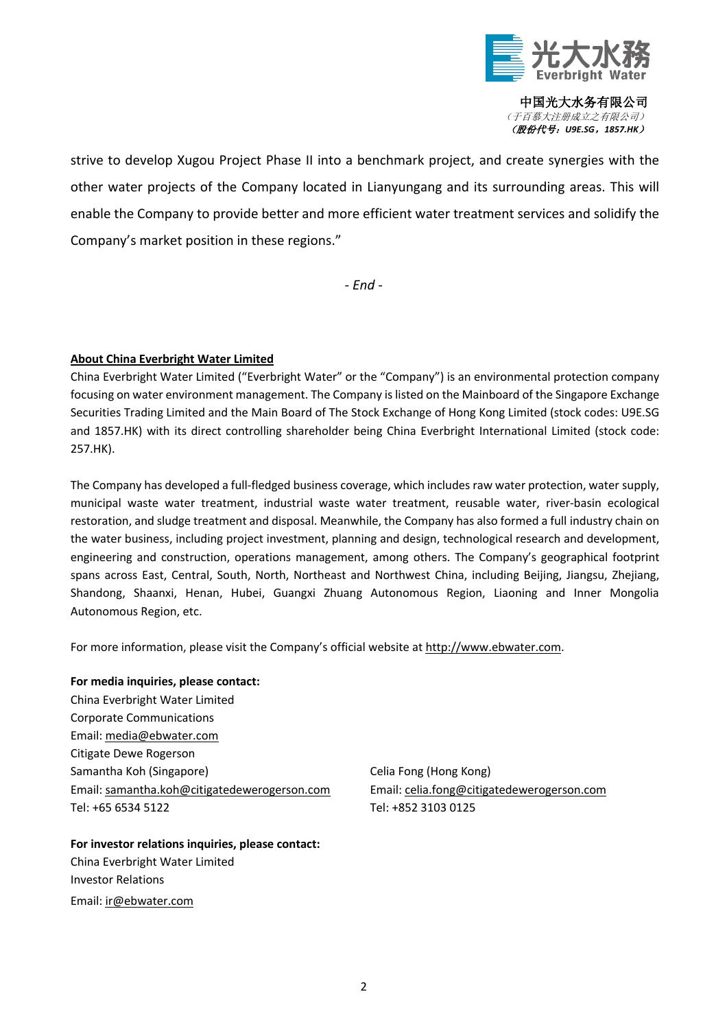strive to develop Xugou Project Phase II into a benchmark project, and create synergies with the other water projects of the Company located in Lianyungang and its surrounding areas. This will enable the Company to provide better and more efficient water treatment services and solidify the Company's market position in these regions."

*- End -*

**About China Everbright Water Limited**

China Everbright Water Limited ("Everbright Water" or the "Company") is an environmental protection company focusing on water environment management. The Company is listed on the Mainboard of the Singapore Exchange Securities Trading Limited and the Main Board of The Stock Exchange of Hong Kong Limited (stock codes: U9E.SG and 1857.HK) with its direct controlling shareholder being China Everbright International Limited (stock code: 257.HK).

The Company has developed a full-fledged business coverage, which includes raw water protection, water supply, municipal waste water treatment, industrial waste water treatment, reusable water, river-basin ecological restoration, and sludge treatment and disposal. Meanwhile, the Company has also formed a full industry chain on the water business, including project investment, planning and design, technological research and development, engineering and construction, operations management, among others. The Company's geographical footprint spans across East, Central, South, North, Northeast and Northwest China, including Beijing, Jiangsu, Zhejiang, Shandong, Shaanxi, Henan, Hubei, Guangxi Zhuang Autonomous Region, Liaoning and Inner Mongolia Autonomous Region, etc.

For more information, please visit the Company's official website at http://www.ebwater.com.

**For media inquiries, please contact:**

China Everbright Water Limited
Corporate Communications
Email: media@ebwater.com

Citigate Dewe Rogerson

Samantha Koh (Singapore)
Email: samantha.koh@citigatedewerogerson.com
Tel: +65 6534 5122

Celia Fong (Hong Kong)
Email: celia.fong@citigatedewerogerson.com
Tel: +852 3103 0125

**For investor relations inquiries, please contact:**

China Everbright Water Limited
Investor Relations
Email: ir@ebwater.com